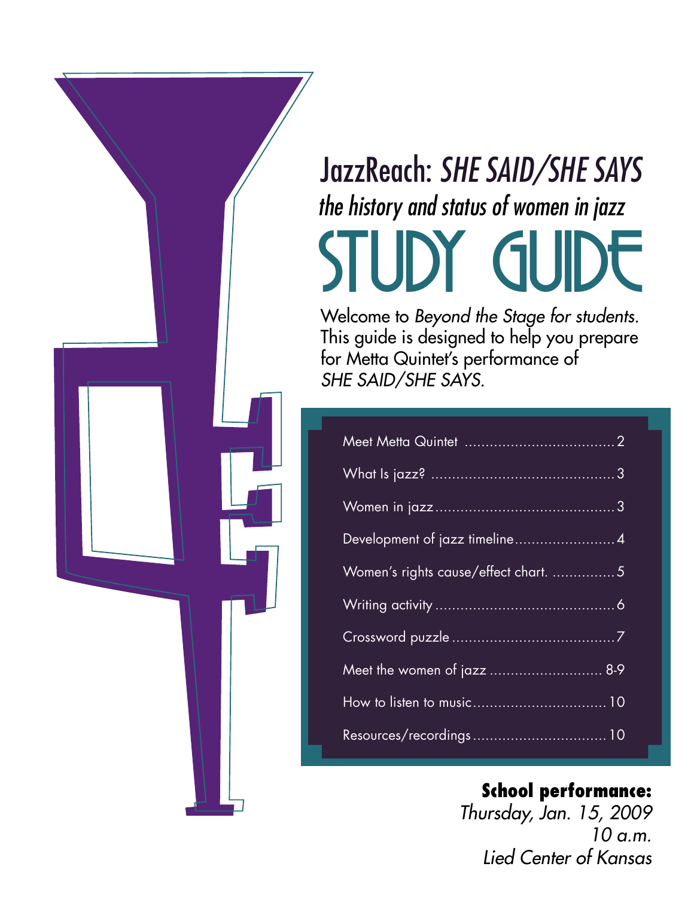# JazzReach: *SHE SAID/SHE SAYS*

## *the history and status of women in jazz*

# STUDY GUIDE

Welcome to *Beyond the Stage for students.* This guide is designed to help you prepare for Metta Quintet's performance of *SHE SAID/SHE SAYS.*

| | |
|---|---|
| Meet Metta Quintet | 2 |
| What Is jazz? | 3 |
| Women in jazz | 3 |
| Development of jazz timeline | 4 |
| Women's rights cause/effect chart. | 5 |
| Writing activity | 6 |
| Crossword puzzle | 7 |
| Meet the women of jazz | 8-9 |
| How to listen to music | 10 |
| Resources/recordings | 10 |

**School performance:**
*Thursday, Jan. 15, 2009*
*10 a.m.*
*Lied Center of Kansas*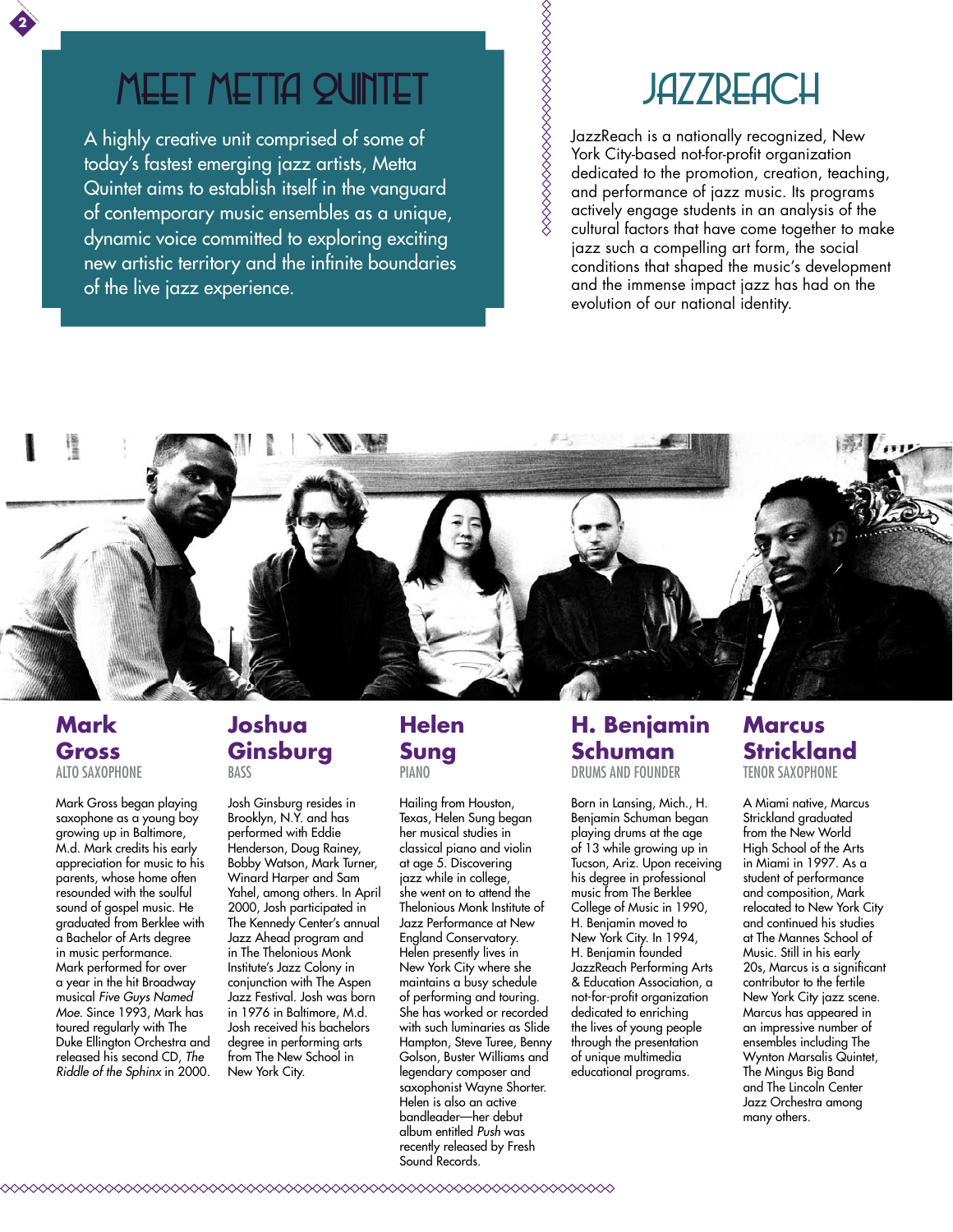# MEET METTA QUINTET

A highly creative unit comprised of some of today's fastest emerging jazz artists, Metta Quintet aims to establish itself in the vanguard of contemporary music ensembles as a unique, dynamic voice committed to exploring exciting new artistic territory and the infinite boundaries of the live jazz experience.

# JAZZREACH

JazzReach is a nationally recognized, New York City-based not-for-profit organization dedicated to the promotion, creation, teaching, and performance of jazz music. Its programs actively engage students in an analysis of the cultural factors that have come together to make jazz such a compelling art form, the social conditions that shaped the music's development and the immense impact jazz has had on the evolution of our national identity.

## Mark Gross
ALTO SAXOPHONE

Mark Gross began playing saxophone as a young boy growing up in Baltimore, M.d. Mark credits his early appreciation for music to his parents, whose home often resounded with the soulful sound of gospel music. He graduated from Berklee with a Bachelor of Arts degree in music performance. Mark performed for over a year in the hit Broadway musical *Five Guys Named Moe*. Since 1993, Mark has toured regularly with The Duke Ellington Orchestra and released his second CD, *The Riddle of the Sphinx* in 2000.

## Joshua Ginsburg
BASS

Josh Ginsburg resides in Brooklyn, N.Y. and has performed with Eddie Henderson, Doug Rainey, Bobby Watson, Mark Turner, Winard Harper and Sam Yahel, among others. In April 2000, Josh participated in The Kennedy Center's annual Jazz Ahead program and in The Thelonious Monk Institute's Jazz Colony in conjunction with The Aspen Jazz Festival. Josh was born in 1976 in Baltimore, M.d. Josh received his bachelors degree in performing arts from The New School in New York City.

## Helen Sung
PIANO

Hailing from Houston, Texas, Helen Sung began her musical studies in classical piano and violin at age 5. Discovering jazz while in college, she went on to attend the Thelonious Monk Institute of Jazz Performance at New England Conservatory. Helen presently lives in New York City where she maintains a busy schedule of performing and touring. She has worked or recorded with such luminaries as Slide Hampton, Steve Turee, Benny Golson, Buster Williams and legendary composer and saxophonist Wayne Shorter. Helen is also an active bandleader—her debut album entitled *Push* was recently released by Fresh Sound Records.

## H. Benjamin Schuman
DRUMS AND FOUNDER

Born in Lansing, Mich., H. Benjamin Schuman began playing drums at the age of 13 while growing up in Tucson, Ariz. Upon receiving his degree in professional music from The Berklee College of Music in 1990, H. Benjamin moved to New York City. In 1994, H. Benjamin founded JazzReach Performing Arts & Education Association, a not-for-profit organization dedicated to enriching the lives of young people through the presentation of unique multimedia educational programs.

## Marcus Strickland
TENOR SAXOPHONE

A Miami native, Marcus Strickland graduated from the New World High School of the Arts in Miami in 1997. As a student of performance and composition, Mark relocated to New York City and continued his studies at The Mannes School of Music. Still in his early 20s, Marcus is a significant contributor to the fertile New York City jazz scene. Marcus has appeared in an impressive number of ensembles including The Wynton Marsalis Quintet, The Mingus Big Band and The Lincoln Center Jazz Orchestra among many others.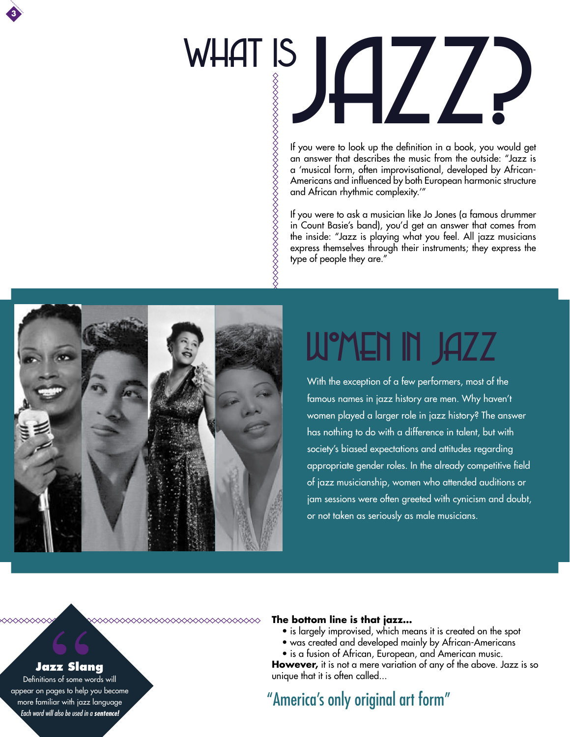# WHAT IS JAZZ?

If you were to look up the definition in a book, you would get an answer that describes the music from the outside: "Jazz is a 'musical form, often improvisational, developed by African-Americans and influenced by both European harmonic structure and African rhythmic complexity.'"

If you were to ask a musician like Jo Jones (a famous drummer in Count Basie's band), you'd get an answer that comes from the inside: "Jazz is playing what you feel. All jazz musicians express themselves through their instruments; they express the type of people they are."

## WOMEN IN JAZZ

With the exception of a few performers, most of the famous names in jazz history are men. Why haven't women played a larger role in jazz history? The answer has nothing to do with a difference in talent, but with society's biased expectations and attitudes regarding appropriate gender roles. In the already competitive field of jazz musicianship, women who attended auditions or jam sessions were often greeted with cynicism and doubt, or not taken as seriously as male musicians.

**Jazz Slang**

Definitions of some words will appear on pages to help you become more familiar with jazz language

*Each word will also be used in a* ***sentence!***

**The bottom line is that jazz...**

- is largely improvised, which means it is created on the spot
- was created and developed mainly by African-Americans
- is a fusion of African, European, and American music.

**However,** it is not a mere variation of any of the above. Jazz is so unique that it is often called...

"America's only original art form"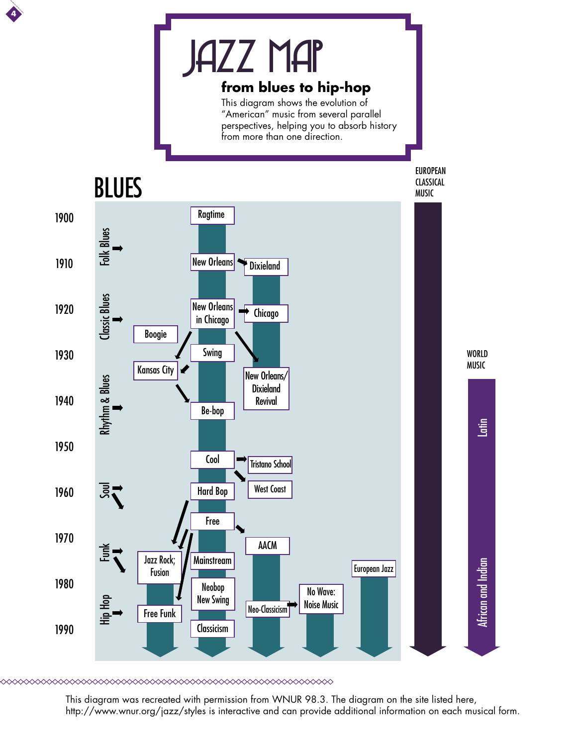# JAZZ MAP

## from blues to hip-hop

This diagram shows the evolution of "American" music from several parallel perspectives, helping you to absorb history from more than one direction.

BLUES

EUROPEAN CLASSICAL MUSIC

WORLD MUSIC

1900
1910
1920
1930
1940
1950
1960
1970
1980
1990

Folk Blues
Classic Blues
Rhythm & Blues
Soul
Funk
Hip Hop

Ragtime
New Orleans
Dixieland
New Orleans in Chicago
Chicago
Boogie
Swing
Kansas City
New Orleans/ Dixieland Revival
Be-bop
Cool
Tristano School
West Coast
Hard Bop
Free
AACM
Jazz Rock; Fusion
Mainstream
European Jazz
Neobop New Swing
No Wave: Noise Music
Neo-Classicism
Free Funk
Classicism

Latin
African and Indian

This diagram was recreated with permission from WNUR 98.3. The diagram on the site listed here, http://www.wnur.org/jazz/styles is interactive and can provide additional information on each musical form.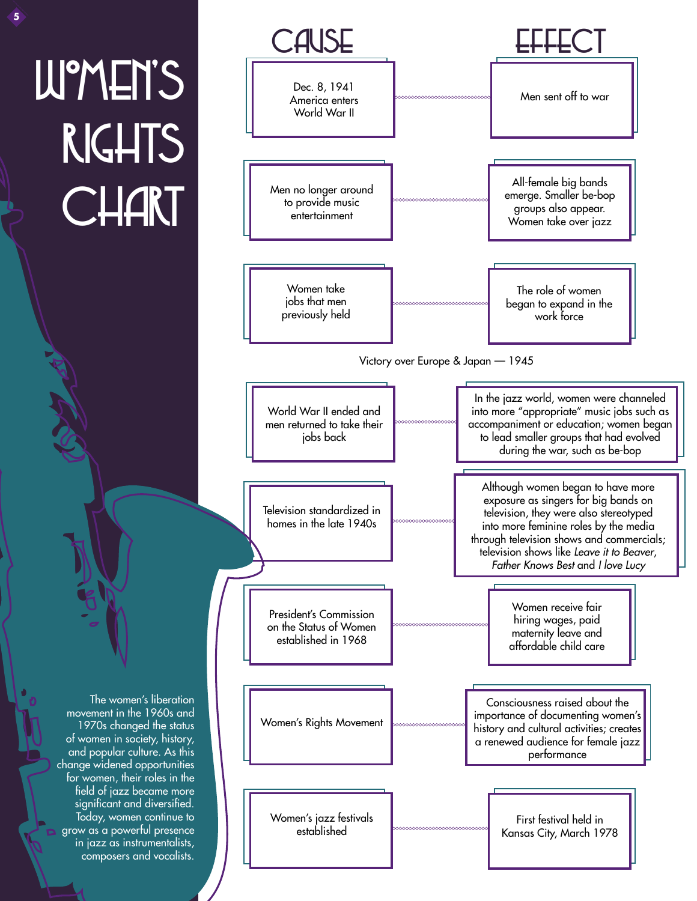# WOMEN'S RIGHTS CHART

| CAUSE | EFFECT |
| --- | --- |
| Dec. 8, 1941 America enters World War II | Men sent off to war |
| Men no longer around to provide music entertainment | All-female big bands emerge. Smaller be-bop groups also appear. Women take over jazz |
| Women take jobs that men previously held | The role of women began to expand in the work force |

Victory over Europe & Japan — 1945

| CAUSE | EFFECT |
| --- | --- |
| World War II ended and men returned to take their jobs back | In the jazz world, women were channeled into more "appropriate" music jobs such as accompaniment or education; women began to lead smaller groups that had evolved during the war, such as be-bop |
| Television standardized in homes in the late 1940s | Although women began to have more exposure as singers for big bands on television, they were also stereotyped into more feminine roles by the media through television shows and commercials; television shows like *Leave it to Beaver*, *Father Knows Best* and *I love Lucy* |
| President's Commission on the Status of Women established in 1968 | Women receive fair hiring wages, paid maternity leave and affordable child care |
| Women's Rights Movement | Consciousness raised about the importance of documenting women's history and cultural activities; creates a renewed audience for female jazz performance |
| Women's jazz festivals established | First festival held in Kansas City, March 1978 |

The women's liberation movement in the 1960s and 1970s changed the status of women in society, history, and popular culture. As this change widened opportunities for women, their roles in the field of jazz became more significant and diversified. Today, women continue to grow as a powerful presence in jazz as instrumentalists, composers and vocalists.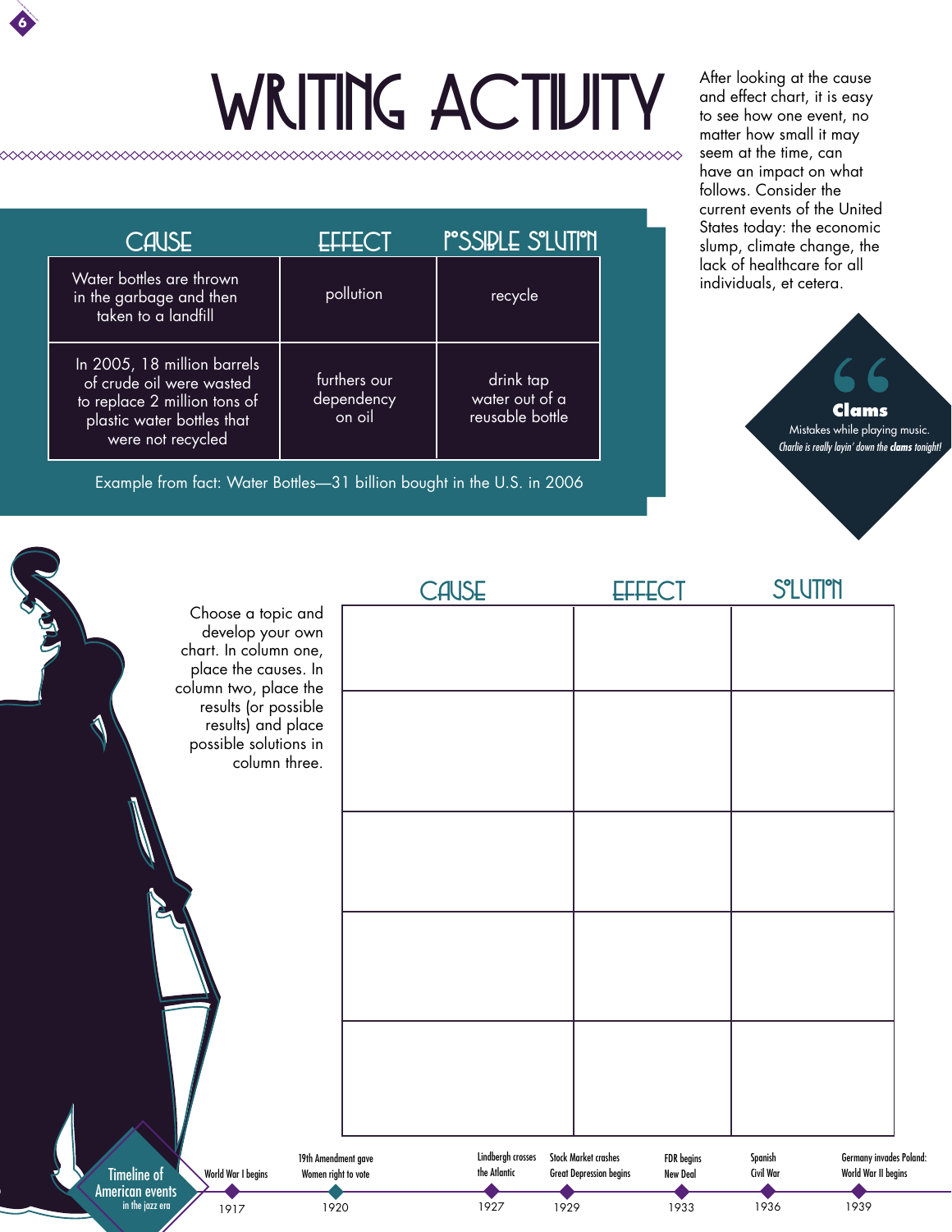# WRITING ACTIVITY

After looking at the cause and effect chart, it is easy to see how one event, no matter how small it may seem at the time, can have an impact on what follows. Consider the current events of the United States today: the economic slump, climate change, the lack of healthcare for all individuals, et cetera.

| CAUSE | EFFECT | POSSIBLE SOLUTION |
|---|---|---|
| Water bottles are thrown in the garbage and then taken to a landfill | pollution | recycle |
| In 2005, 18 million barrels of crude oil were wasted to replace 2 million tons of plastic water bottles that were not recycled | furthers our dependency on oil | drink tap water out of a reusable bottle |

Example from fact: Water Bottles—31 billion bought in the U.S. in 2006

**Clams**
Mistakes while playing music.
*Charlie is really layin' down the* ***clams*** *tonight!*

Choose a topic and develop your own chart. In column one, place the causes. In column two, place the results (or possible results) and place possible solutions in column three.

| CAUSE | EFFECT | SOLUTION |
|---|---|---|
| | | |
| | | |
| | | |
| | | |
| | | |

**Timeline of American events in the jazz era**

- 1917 — World War I begins
- 1920 — 19th Amendment gave Women right to vote
- 1927 — Lindbergh crosses the Atlantic
- 1929 — Stock Market crashes, Great Depression begins
- 1933 — FDR begins New Deal
- 1936 — Spanish Civil War
- 1939 — Germany invades Poland: World War II begins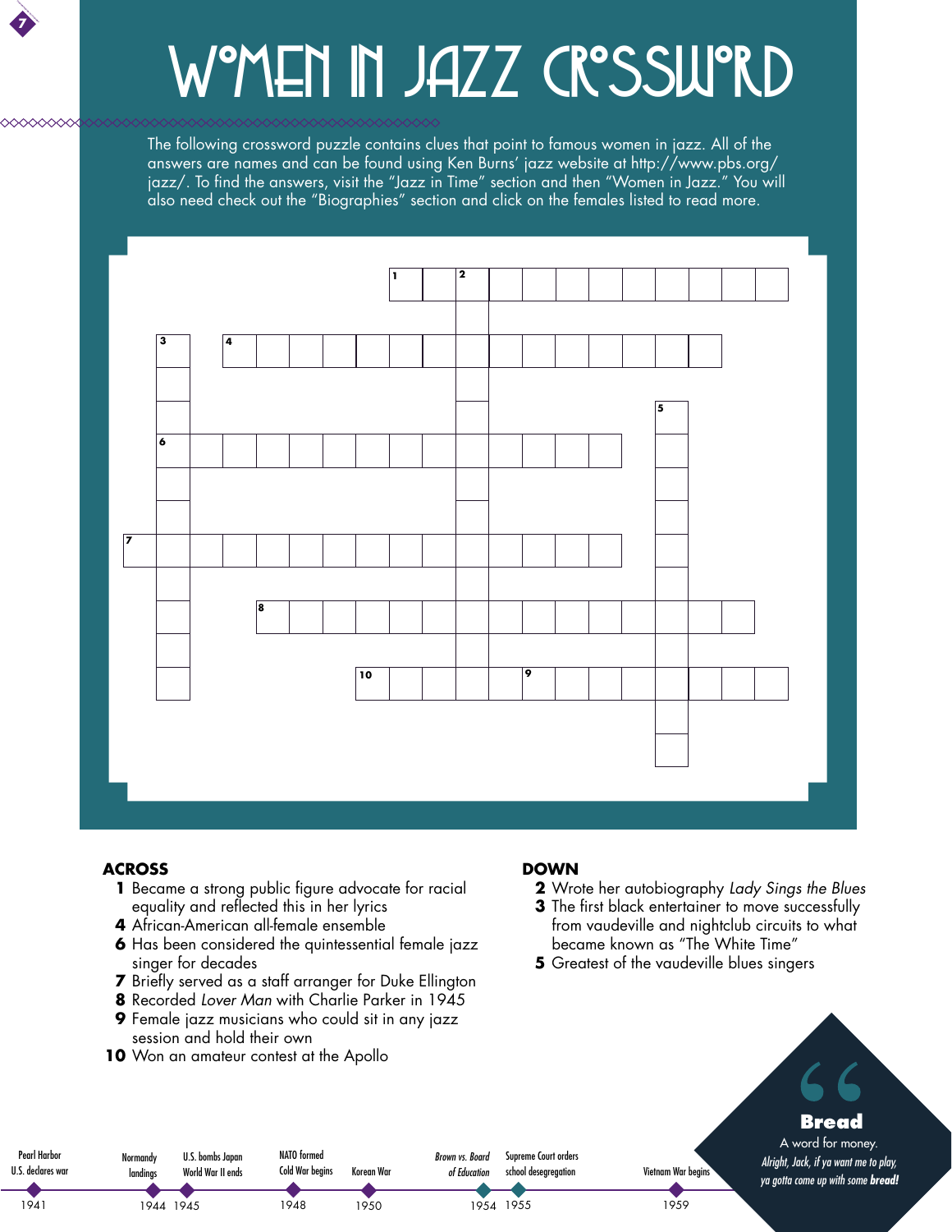# WOMEN IN JAZZ CROSSWORD

The following crossword puzzle contains clues that point to famous women in jazz. All of the answers are names and can be found using Ken Burns' jazz website at http://www.pbs.org/jazz/. To find the answers, visit the "Jazz in Time" section and then "Women in Jazz." You will also need check out the "Biographies" section and click on the females listed to read more.

## ACROSS

**1** Became a strong public figure advocate for racial equality and reflected this in her lyrics
**4** African-American all-female ensemble
**6** Has been considered the quintessential female jazz singer for decades
**7** Briefly served as a staff arranger for Duke Ellington
**8** Recorded *Lover Man* with Charlie Parker in 1945
**9** Female jazz musicians who could sit in any jazz session and hold their own
**10** Won an amateur contest at the Apollo

## DOWN

**2** Wrote her autobiography *Lady Sings the Blues*
**3** The first black entertainer to move successfully from vaudeville and nightclub circuits to what became known as "The White Time"
**5** Greatest of the vaudeville blues singers

**Bread**

A word for money.

*Alright, Jack, if ya want me to play, ya gotta come up with some **bread!***

| Year | Event |
|---|---|
| 1941 | Pearl Harbor; U.S. declares war |
| 1944 | Normandy landings |
| 1945 | U.S. bombs Japan; World War II ends |
| 1948 | NATO formed; Cold War begins |
| 1950 | Korean War |
| 1954 | *Brown vs. Board of Education* |
| 1955 | Supreme Court orders school desegregation |
| 1959 | Vietnam War begins |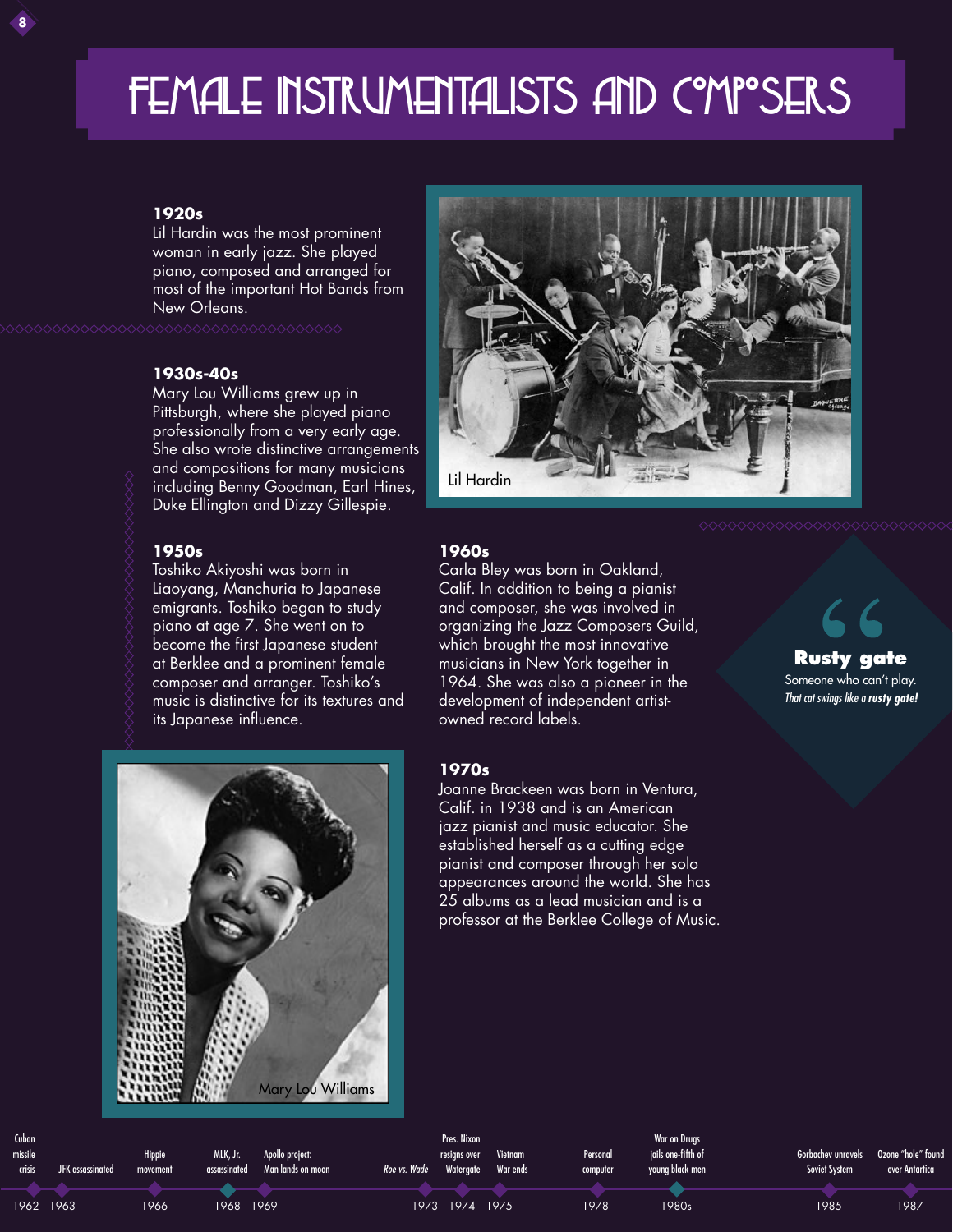# FEMALE INSTRUMENTALISTS AND COMPOSERS

**1920s**
Lil Hardin was the most prominent woman in early jazz. She played piano, composed and arranged for most of the important Hot Bands from New Orleans.

**1930s-40s**
Mary Lou Williams grew up in Pittsburgh, where she played piano professionally from a very early age. She also wrote distinctive arrangements and compositions for many musicians including Benny Goodman, Earl Hines, Duke Ellington and Dizzy Gillespie.

**1950s**
Toshiko Akiyoshi was born in Liaoyang, Manchuria to Japanese emigrants. Toshiko began to study piano at age 7. She went on to become the first Japanese student at Berklee and a prominent female composer and arranger. Toshiko's music is distinctive for its textures and its Japanese influence.

Lil Hardin

**1960s**
Carla Bley was born in Oakland, Calif. In addition to being a pianist and composer, she was involved in organizing the Jazz Composers Guild, which brought the most innovative musicians in New York together in 1964. She was also a pioneer in the development of independent artist-owned record labels.

**1970s**
Joanne Brackeen was born in Ventura, Calif. in 1938 and is an American jazz pianist and music educator. She established herself as a cutting edge pianist and composer through her solo appearances around the world. She has 25 albums as a lead musician and is a professor at the Berklee College of Music.

**Rusty gate**
Someone who can't play.
*That cat swings like a **rusty gate!***

Mary Lou Williams

| Year | Event |
|---|---|
| 1962 | Cuban missile crisis |
| 1963 | JFK assassinated |
| 1966 | Hippie movement |
| 1968 | MLK, Jr. assassinated |
| 1969 | Apollo project: Man lands on moon |
| 1973 | *Roe vs. Wade* |
| 1974 | Pres. Nixon resigns over Watergate |
| 1975 | Vietnam War ends |
| 1978 | Personal computer |
| 1980s | War on Drugs jails one-fifth of young black men |
| 1985 | Gorbachev unravels Soviet System |
| 1987 | Ozone "hole" found over Antartica |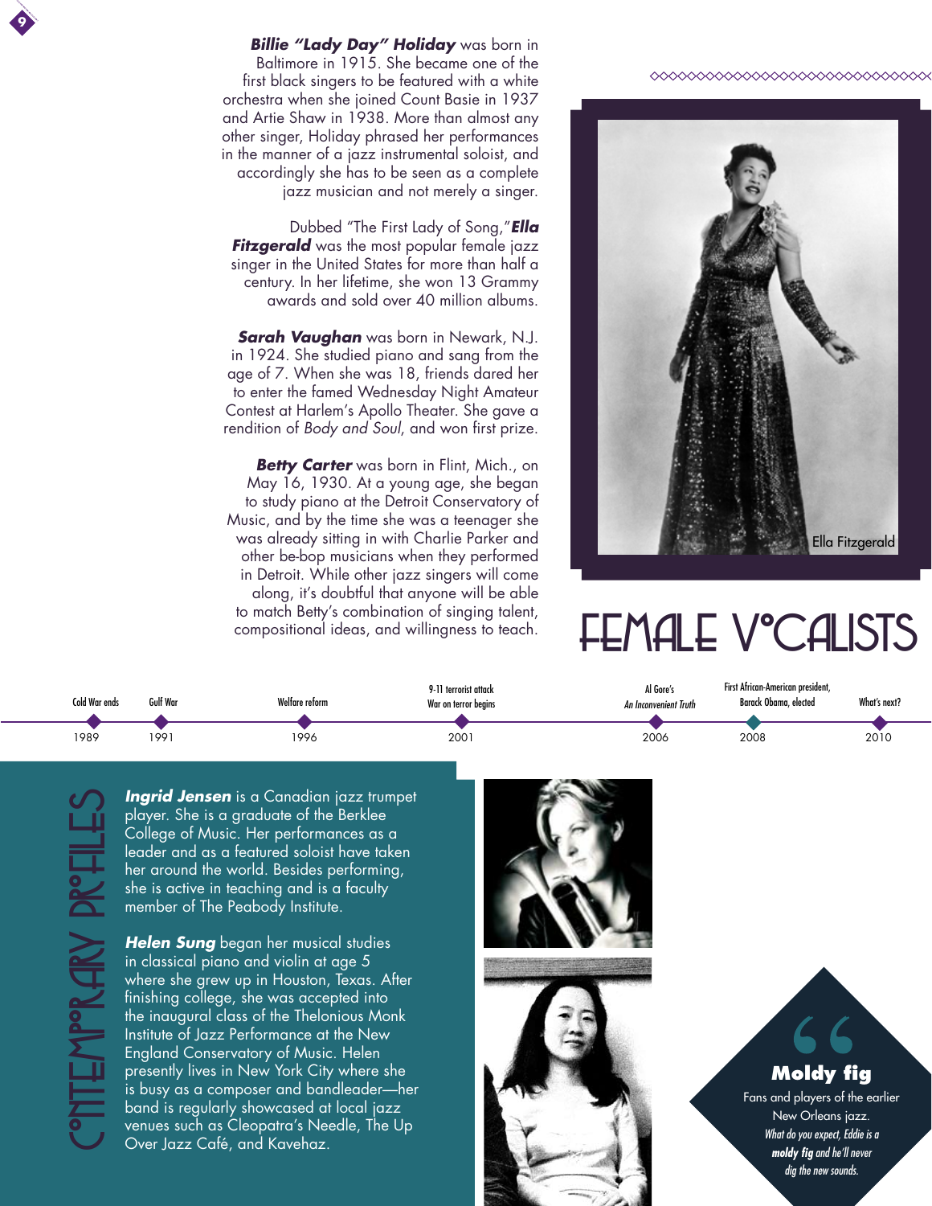# FEMALE VOCALISTS

***Billie "Lady Day" Holiday*** was born in Baltimore in 1915. She became one of the first black singers to be featured with a white orchestra when she joined Count Basie in 1937 and Artie Shaw in 1938. More than almost any other singer, Holiday phrased her performances in the manner of a jazz instrumental soloist, and accordingly she has to be seen as a complete jazz musician and not merely a singer.

Dubbed "The First Lady of Song," ***Ella Fitzgerald*** was the most popular female jazz singer in the United States for more than half a century. In her lifetime, she won 13 Grammy awards and sold over 40 million albums.

***Sarah Vaughan*** was born in Newark, N.J. in 1924. She studied piano and sang from the age of 7. When she was 18, friends dared her to enter the famed Wednesday Night Amateur Contest at Harlem's Apollo Theater. She gave a rendition of *Body and Soul*, and won first prize.

***Betty Carter*** was born in Flint, Mich., on May 16, 1930. At a young age, she began to study piano at the Detroit Conservatory of Music, and by the time she was a teenager she was already sitting in with Charlie Parker and other be-bop musicians when they performed in Detroit. While other jazz singers will come along, it's doubtful that anyone will be able to match Betty's combination of singing talent, compositional ideas, and willingness to teach.

Ella Fitzgerald

| Year | Event |
|---|---|
| 1989 | Cold War ends |
| 1991 | Gulf War |
| 1996 | Welfare reform |
| 2001 | 9-11 terrorist attack<br>War on terror begins |
| 2006 | Al Gore's *An Inconvenient Truth* |
| 2008 | First African-American president, Barack Obama, elected |
| 2010 | What's next? |

## CONTEMPORARY PROFILES

***Ingrid Jensen*** is a Canadian jazz trumpet player. She is a graduate of the Berklee College of Music. Her performances as a leader and as a featured soloist have taken her around the world. Besides performing, she is active in teaching and is a faculty member of The Peabody Institute.

***Helen Sung*** began her musical studies in classical piano and violin at age 5 where she grew up in Houston, Texas. After finishing college, she was accepted into the inaugural class of the Thelonious Monk Institute of Jazz Performance at the New England Conservatory of Music. Helen presently lives in New York City where she is busy as a composer and bandleader—her band is regularly showcased at local jazz venues such as Cleopatra's Needle, The Up Over Jazz Café, and Kavehaz.

**Moldy fig**

Fans and players of the earlier New Orleans jazz.

*What do you expect, Eddie is a **moldy fig** and he'll never dig the new sounds.*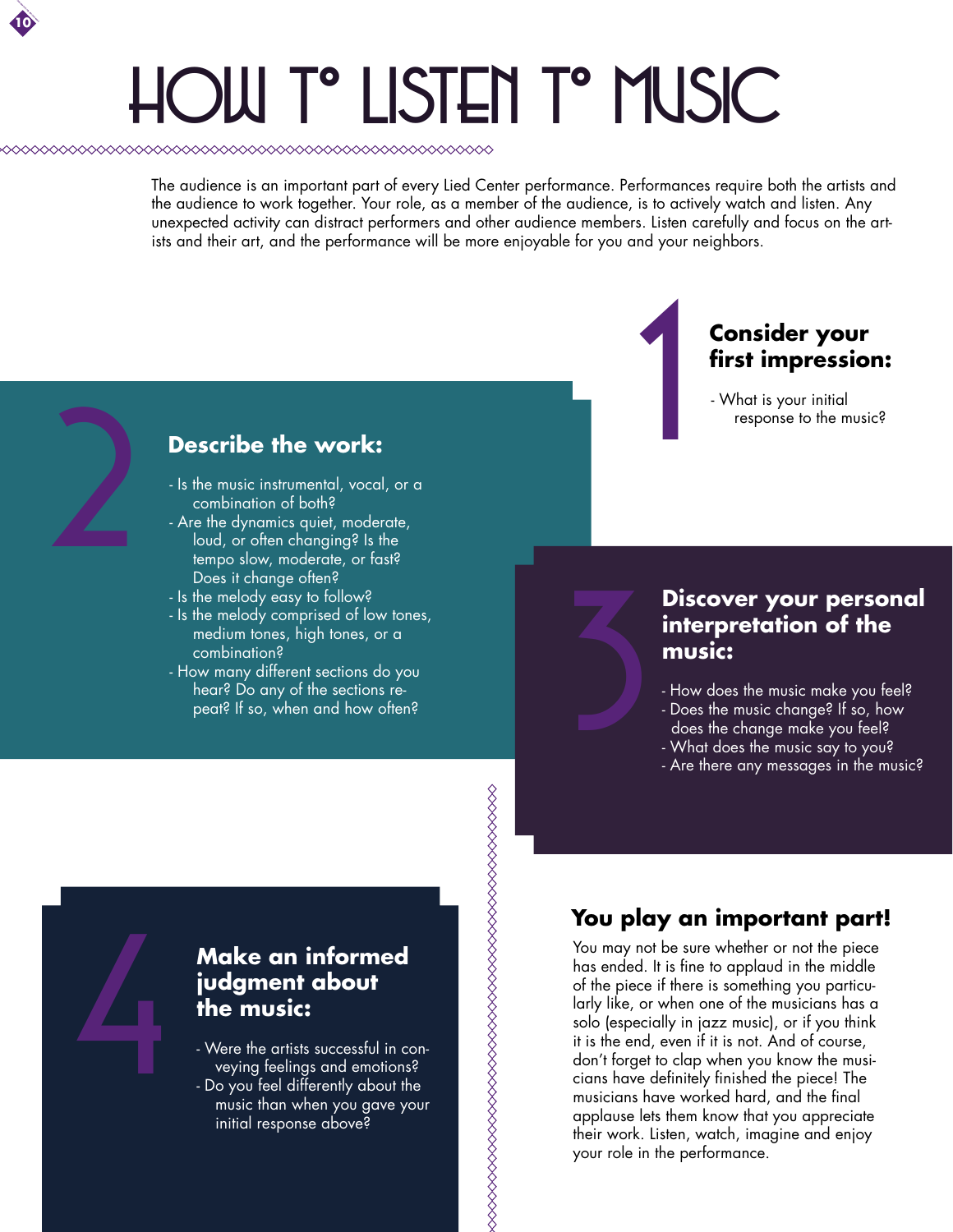# HOW TO LISTEN TO MUSIC

The audience is an important part of every Lied Center performance. Performances require both the artists and the audience to work together. Your role, as a member of the audience, is to actively watch and listen. Any unexpected activity can distract performers and other audience members. Listen carefully and focus on the artists and their art, and the performance will be more enjoyable for you and your neighbors.

## 1 Consider your first impression:

- What is your initial response to the music?

## 2 Describe the work:

- Is the music instrumental, vocal, or a combination of both?
- Are the dynamics quiet, moderate, loud, or often changing? Is the tempo slow, moderate, or fast? Does it change often?
- Is the melody easy to follow?
- Is the melody comprised of low tones, medium tones, high tones, or a combination?
- How many different sections do you hear? Do any of the sections repeat? If so, when and how often?

## 3 Discover your personal interpretation of the music:

- How does the music make you feel?
- Does the music change? If so, how does the change make you feel?
- What does the music say to you?
- Are there any messages in the music?

## 4 Make an informed judgment about the music:

- Were the artists successful in conveying feelings and emotions?
- Do you feel differently about the music than when you gave your initial response above?

## You play an important part!

You may not be sure whether or not the piece has ended. It is fine to applaud in the middle of the piece if there is something you particularly like, or when one of the musicians has a solo (especially in jazz music), or if you think it is the end, even if it is not. And of course, don't forget to clap when you know the musicians have definitely finished the piece! The musicians have worked hard, and the final applause lets them know that you appreciate their work. Listen, watch, imagine and enjoy your role in the performance.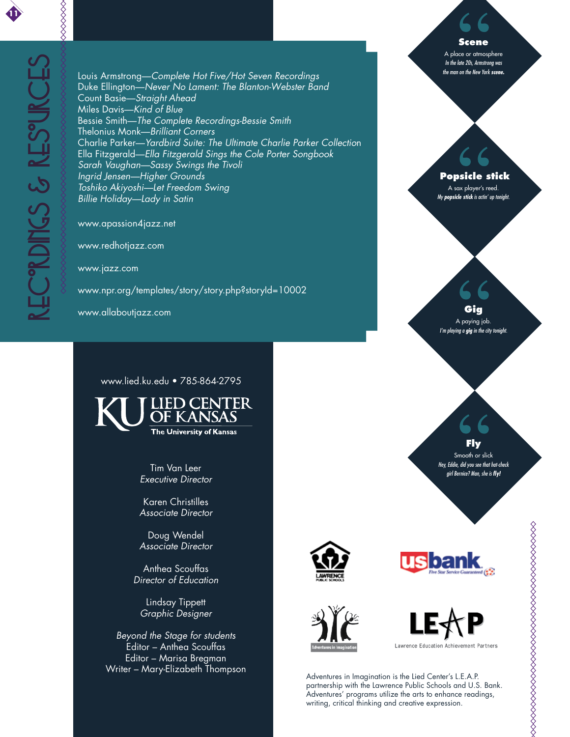# RECORDINGS & RESOURCES

Louis Armstrong—*Complete Hot Five/Hot Seven Recordings*
Duke Ellington—*Never No Lament: The Blanton-Webster Band*
Count Basie—*Straight Ahead*
Miles Davis—*Kind of Blue*
Bessie Smith—*The Complete Recordings-Bessie Smith*
Thelonius Monk—*Brilliant Corners*
Charlie Parker—*Yardbird Suite: The Ultimate Charlie Parker Collection*
Ella Fitzgerald—*Ella Fitzgerald Sings the Cole Porter Songbook*
*Sarah Vaughan—Sassy Swings the Tivoli*
*Ingrid Jensen—Higher Grounds*
*Toshiko Akiyoshi—Let Freedom Swing*
*Billie Holiday—Lady in Satin*

www.apassion4jazz.net

www.redhotjazz.com

www.jazz.com

www.npr.org/templates/story/story.php?storyId=10002

www.allaboutjazz.com

**Scene**
A place or atmosphere
*In the late 20s, Armstrong was the man on the New York* ***scene.***

**Popsicle stick**
A sax player's reed.
*My* ***popsicle stick*** *is actin' up tonight.*

**Gig**
A paying job.
*I'm playing a* ***gig*** *in the city tonight.*

**Fly**
Smooth or slick
*Hey, Eddie, did you see that hat-check girl Bernice? Man, she is* ***fly!***

www.lied.ku.edu • 785-864-2795

KU LIED CENTER OF KANSAS
The University of Kansas

Tim Van Leer
*Executive Director*

Karen Christilles
*Associate Director*

Doug Wendel
*Associate Director*

Anthea Scouffas
*Director of Education*

Lindsay Tippett
*Graphic Designer*

*Beyond the Stage for students*
Editor – Anthea Scouffas
Editor – Marisa Bregman
Writer – Mary-Elizabeth Thompson

LAWRENCE PUBLIC SCHOOLS

usbank Five Star Service Guaranteed

Adventures in Imagination

LEAP
Lawrence Education Achievement Partners

Adventures in Imagination is the Lied Center's L.E.A.P. partnership with the Lawrence Public Schools and U.S. Bank. Adventures' programs utilize the arts to enhance readings, writing, critical thinking and creative expression.